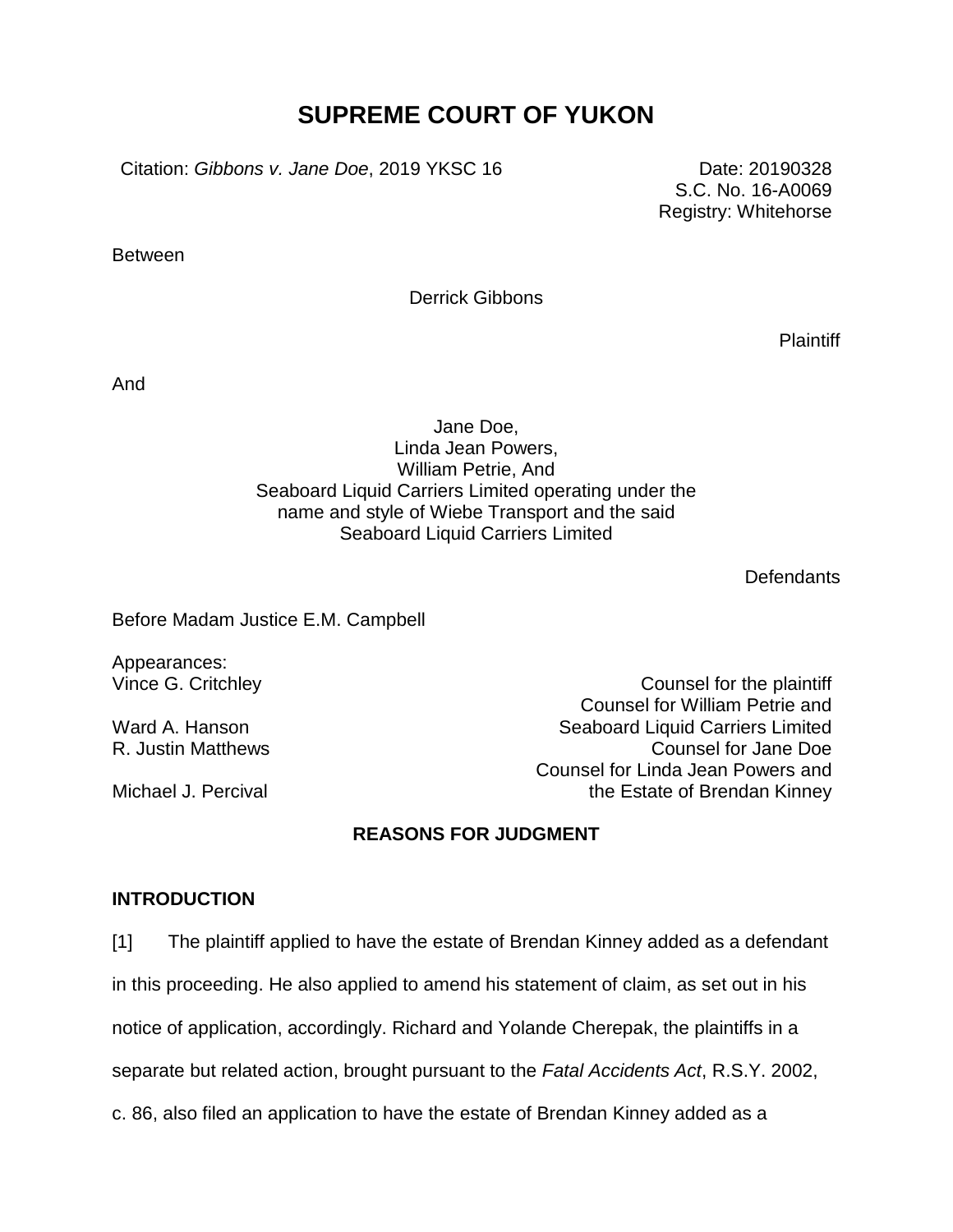# SUPREME COURT OF YUKON

Citation: *Gibbons v. Jane Doe*, 2019 YKSC 16

Date: 20190328
S.C. No. 16-A0069
Registry: Whitehorse

Between

Derrick Gibbons

Plaintiff

And

Jane Doe,
Linda Jean Powers,
William Petrie, And
Seaboard Liquid Carriers Limited operating under the name and style of Wiebe Transport and the said Seaboard Liquid Carriers Limited

Defendants

Before Madam Justice E.M. Campbell

Appearances:

| | |
|---|---|
| Vince G. Critchley | Counsel for the plaintiff |
| Ward A. Hanson | Counsel for William Petrie and Seaboard Liquid Carriers Limited |
| R. Justin Matthews | Counsel for Jane Doe |
| Michael J. Percival | Counsel for Linda Jean Powers and the Estate of Brendan Kinney |

## REASONS FOR JUDGMENT

### INTRODUCTION

[1] The plaintiff applied to have the estate of Brendan Kinney added as a defendant in this proceeding. He also applied to amend his statement of claim, as set out in his notice of application, accordingly. Richard and Yolande Cherepak, the plaintiffs in a separate but related action, brought pursuant to the *Fatal Accidents Act*, R.S.Y. 2002, c. 86, also filed an application to have the estate of Brendan Kinney added as a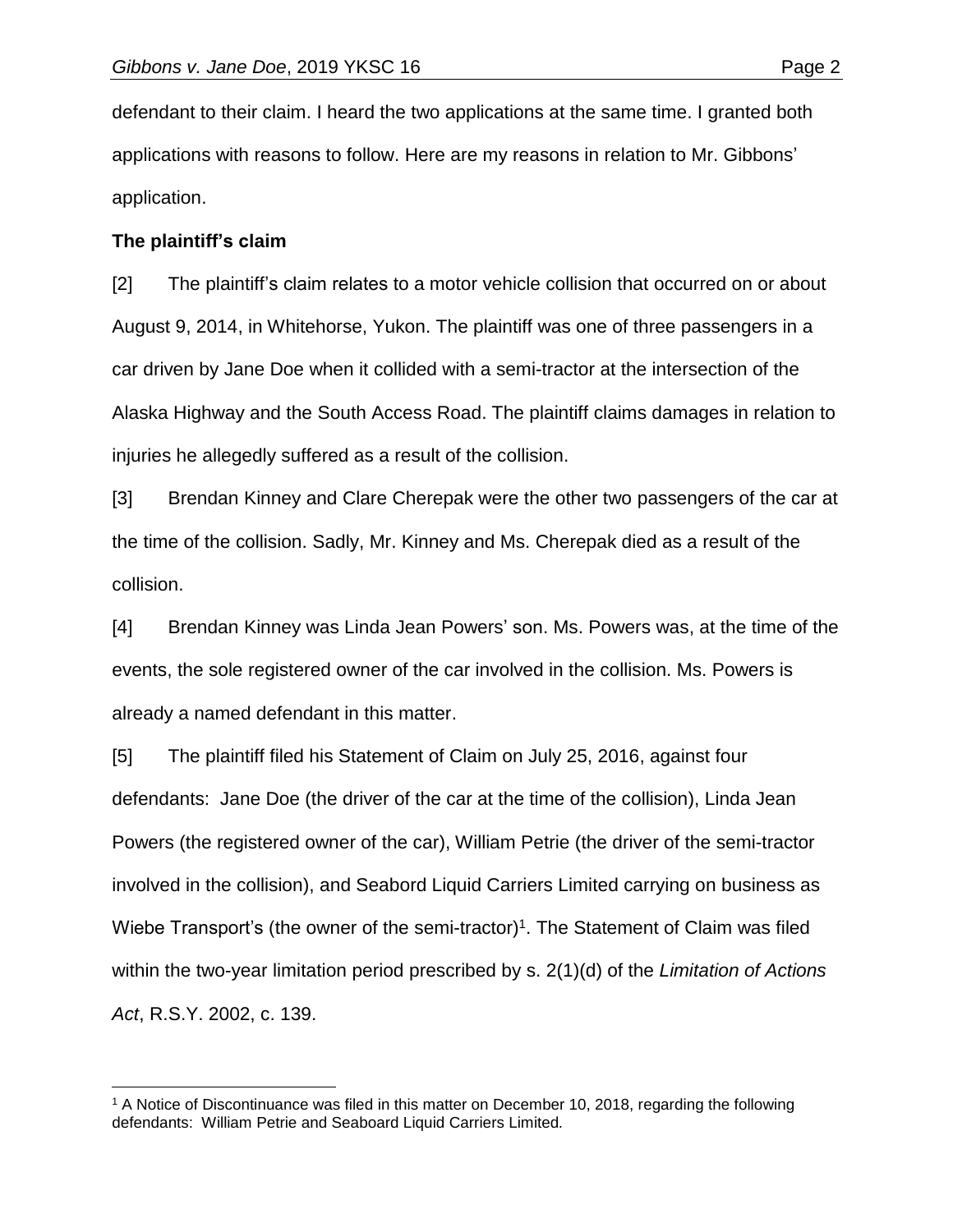defendant to their claim. I heard the two applications at the same time. I granted both applications with reasons to follow. Here are my reasons in relation to Mr. Gibbons' application.

**The plaintiff's claim**

[2] The plaintiff's claim relates to a motor vehicle collision that occurred on or about August 9, 2014, in Whitehorse, Yukon. The plaintiff was one of three passengers in a car driven by Jane Doe when it collided with a semi-tractor at the intersection of the Alaska Highway and the South Access Road. The plaintiff claims damages in relation to injuries he allegedly suffered as a result of the collision.

[3] Brendan Kinney and Clare Cherepak were the other two passengers of the car at the time of the collision. Sadly, Mr. Kinney and Ms. Cherepak died as a result of the collision.

[4] Brendan Kinney was Linda Jean Powers' son. Ms. Powers was, at the time of the events, the sole registered owner of the car involved in the collision. Ms. Powers is already a named defendant in this matter.

[5] The plaintiff filed his Statement of Claim on July 25, 2016, against four defendants: Jane Doe (the driver of the car at the time of the collision), Linda Jean Powers (the registered owner of the car), William Petrie (the driver of the semi-tractor involved in the collision), and Seabord Liquid Carriers Limited carrying on business as Wiebe Transport's (the owner of the semi-tractor)[1]. The Statement of Claim was filed within the two-year limitation period prescribed by s. 2(1)(d) of the *Limitation of Actions Act*, R.S.Y. 2002, c. 139.

[1] A Notice of Discontinuance was filed in this matter on December 10, 2018, regarding the following defendants: William Petrie and Seaboard Liquid Carriers Limited.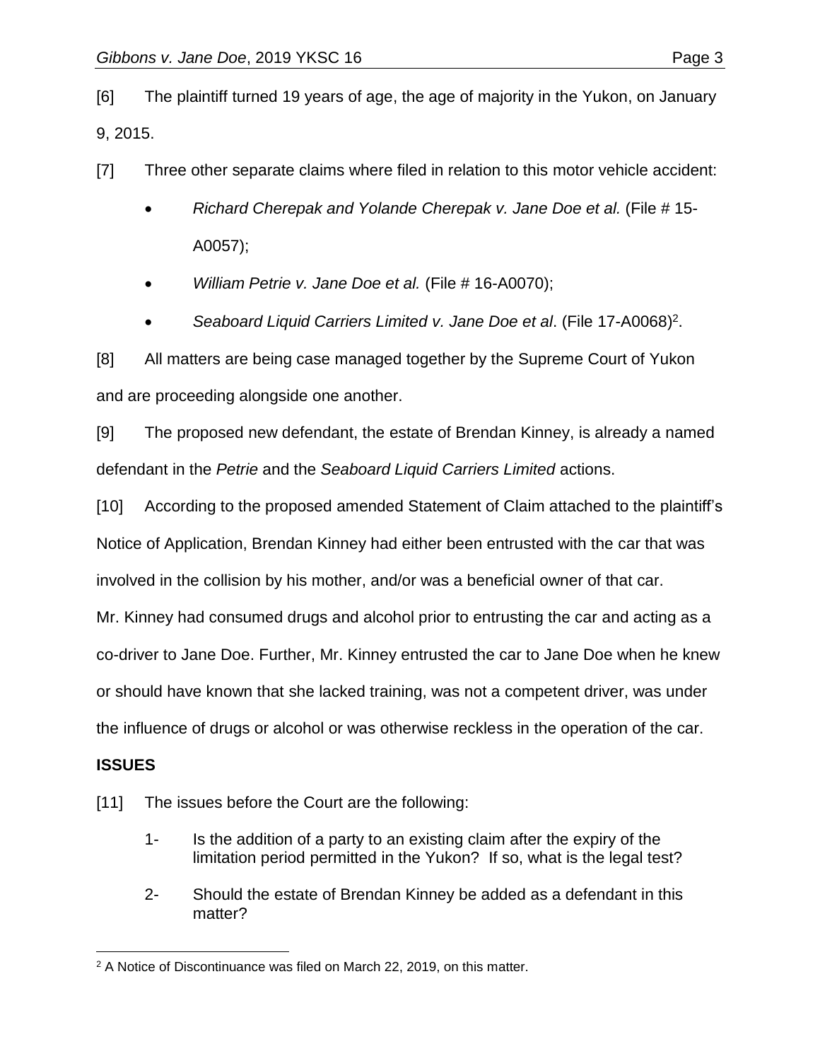[6] The plaintiff turned 19 years of age, the age of majority in the Yukon, on January 9, 2015.

[7] Three other separate claims where filed in relation to this motor vehicle accident:

- *Richard Cherepak and Yolande Cherepak v. Jane Doe et al.* (File # 15-A0057);
- *William Petrie v. Jane Doe et al.* (File # 16-A0070);
- *Seaboard Liquid Carriers Limited v. Jane Doe et al*. (File 17-A0068)[2].

[8] All matters are being case managed together by the Supreme Court of Yukon and are proceeding alongside one another.

[9] The proposed new defendant, the estate of Brendan Kinney, is already a named defendant in the *Petrie* and the *Seaboard Liquid Carriers Limited* actions.

[10] According to the proposed amended Statement of Claim attached to the plaintiff's Notice of Application, Brendan Kinney had either been entrusted with the car that was involved in the collision by his mother, and/or was a beneficial owner of that car. Mr. Kinney had consumed drugs and alcohol prior to entrusting the car and acting as a co-driver to Jane Doe. Further, Mr. Kinney entrusted the car to Jane Doe when he knew or should have known that she lacked training, was not a competent driver, was under the influence of drugs or alcohol or was otherwise reckless in the operation of the car.

## ISSUES

[11] The issues before the Court are the following:

1- Is the addition of a party to an existing claim after the expiry of the limitation period permitted in the Yukon? If so, what is the legal test?

2- Should the estate of Brendan Kinney be added as a defendant in this matter?

[2] A Notice of Discontinuance was filed on March 22, 2019, on this matter.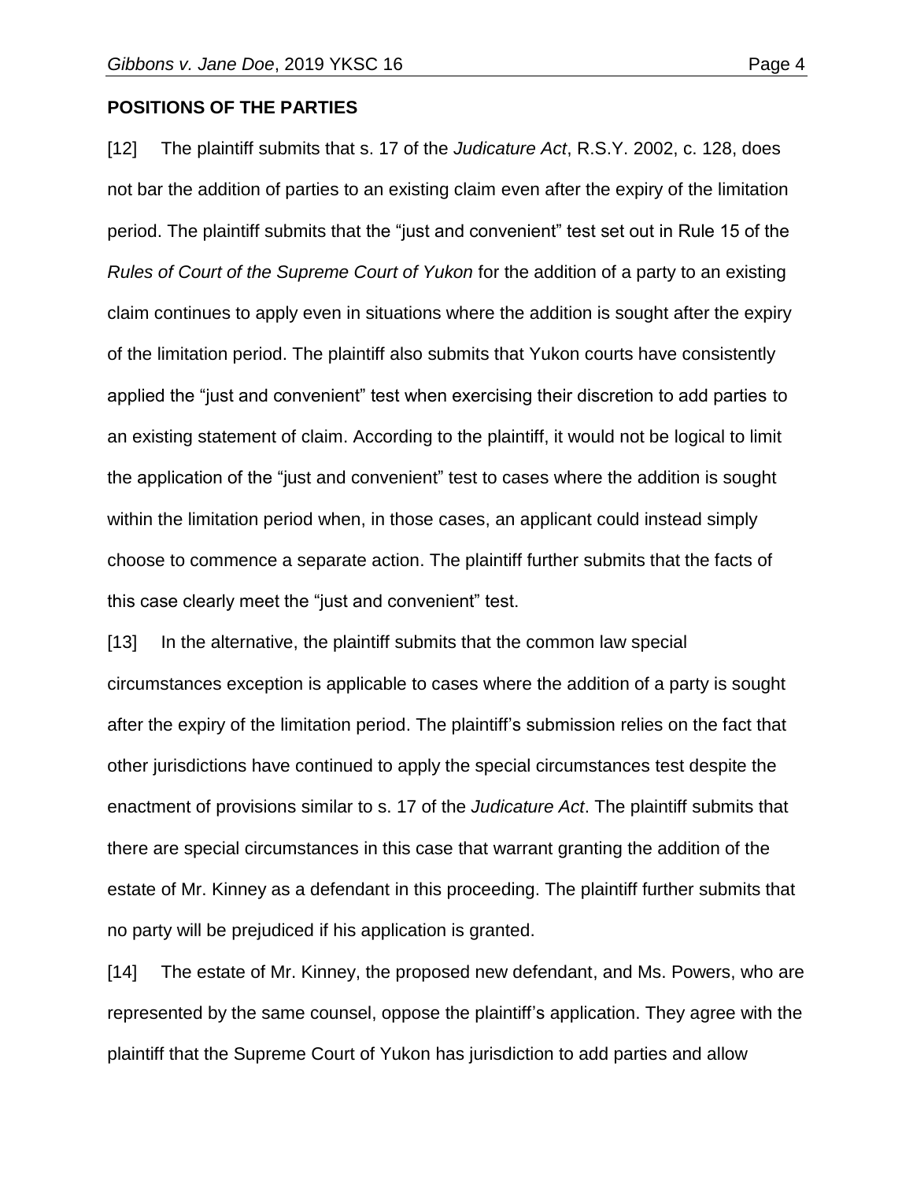**POSITIONS OF THE PARTIES**

[12] The plaintiff submits that s. 17 of the *Judicature Act*, R.S.Y. 2002, c. 128, does not bar the addition of parties to an existing claim even after the expiry of the limitation period. The plaintiff submits that the "just and convenient" test set out in Rule 15 of the *Rules of Court of the Supreme Court of Yukon* for the addition of a party to an existing claim continues to apply even in situations where the addition is sought after the expiry of the limitation period. The plaintiff also submits that Yukon courts have consistently applied the "just and convenient" test when exercising their discretion to add parties to an existing statement of claim. According to the plaintiff, it would not be logical to limit the application of the "just and convenient" test to cases where the addition is sought within the limitation period when, in those cases, an applicant could instead simply choose to commence a separate action. The plaintiff further submits that the facts of this case clearly meet the "just and convenient" test.

[13] In the alternative, the plaintiff submits that the common law special circumstances exception is applicable to cases where the addition of a party is sought after the expiry of the limitation period. The plaintiff's submission relies on the fact that other jurisdictions have continued to apply the special circumstances test despite the enactment of provisions similar to s. 17 of the *Judicature Act*. The plaintiff submits that there are special circumstances in this case that warrant granting the addition of the estate of Mr. Kinney as a defendant in this proceeding. The plaintiff further submits that no party will be prejudiced if his application is granted.

[14] The estate of Mr. Kinney, the proposed new defendant, and Ms. Powers, who are represented by the same counsel, oppose the plaintiff's application. They agree with the plaintiff that the Supreme Court of Yukon has jurisdiction to add parties and allow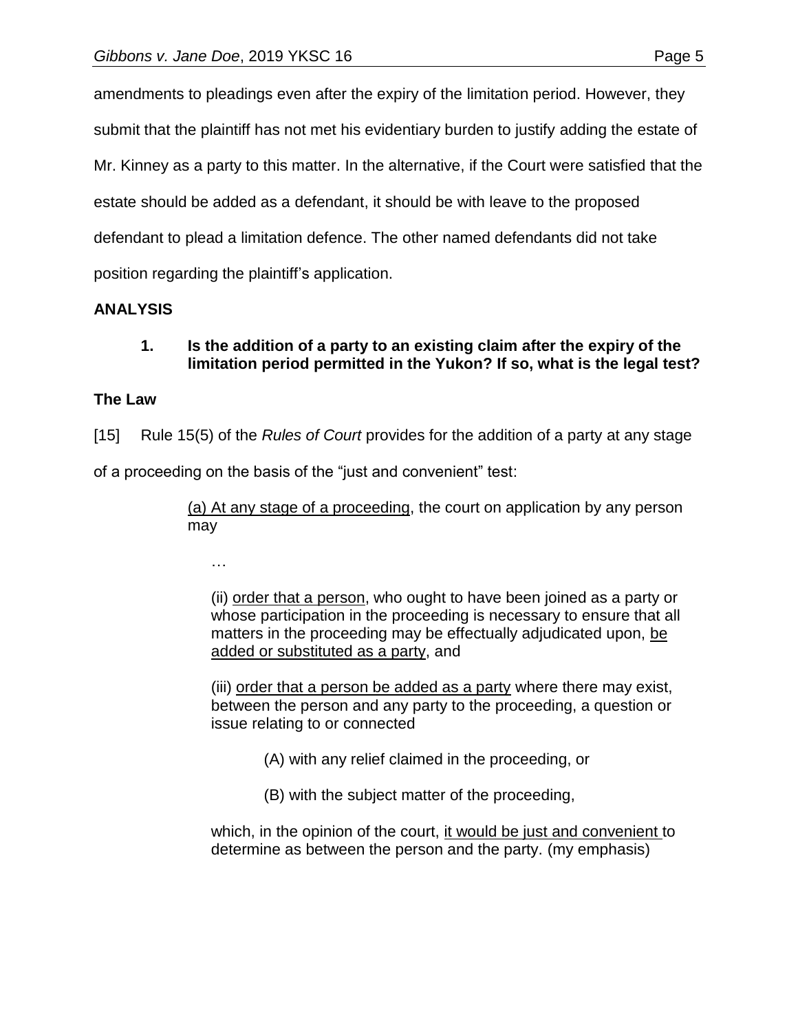amendments to pleadings even after the expiry of the limitation period. However, they submit that the plaintiff has not met his evidentiary burden to justify adding the estate of Mr. Kinney as a party to this matter. In the alternative, if the Court were satisfied that the estate should be added as a defendant, it should be with leave to the proposed defendant to plead a limitation defence. The other named defendants did not take position regarding the plaintiff's application.

**ANALYSIS**

> **1. Is the addition of a party to an existing claim after the expiry of the limitation period permitted in the Yukon? If so, what is the legal test?**

**The Law**

[15] Rule 15(5) of the *Rules of Court* provides for the addition of a party at any stage of a proceeding on the basis of the "just and convenient" test:

> <u>(a) At any stage of a proceeding</u>, the court on application by any person may
>
> …
>
> (ii) <u>order that a person</u>, who ought to have been joined as a party or whose participation in the proceeding is necessary to ensure that all matters in the proceeding may be effectually adjudicated upon, <u>be added or substituted as a party</u>, and
>
> (iii) <u>order that a person be added as a party</u> where there may exist, between the person and any party to the proceeding, a question or issue relating to or connected
>
> > (A) with any relief claimed in the proceeding, or
> >
> > (B) with the subject matter of the proceeding,
>
> which, in the opinion of the court, <u>it would be just and convenient</u> to determine as between the person and the party. (my emphasis)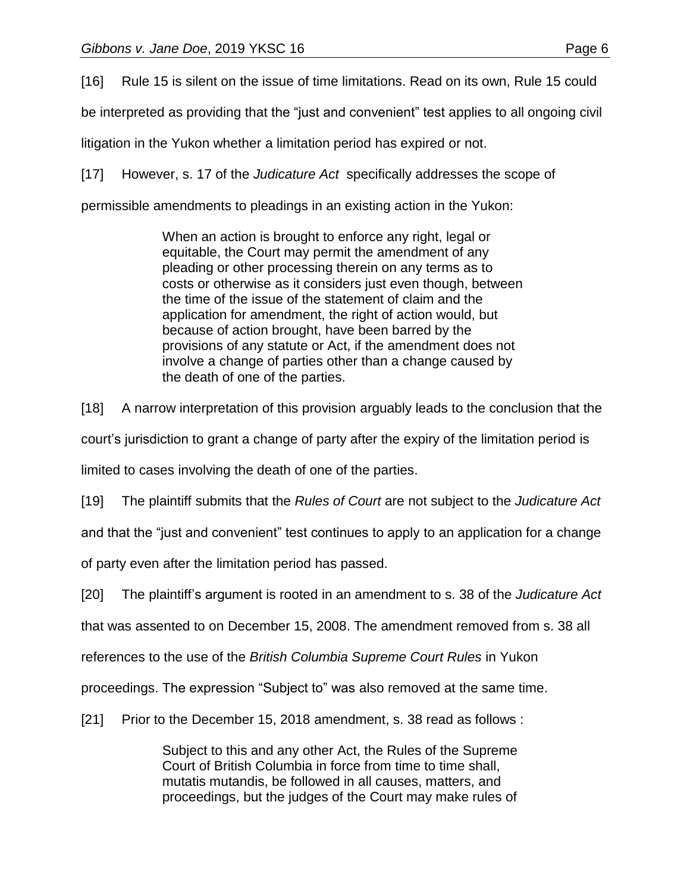[16] Rule 15 is silent on the issue of time limitations. Read on its own, Rule 15 could be interpreted as providing that the "just and convenient" test applies to all ongoing civil litigation in the Yukon whether a limitation period has expired or not.

[17] However, s. 17 of the *Judicature Act* specifically addresses the scope of permissible amendments to pleadings in an existing action in the Yukon:

> When an action is brought to enforce any right, legal or equitable, the Court may permit the amendment of any pleading or other processing therein on any terms as to costs or otherwise as it considers just even though, between the time of the issue of the statement of claim and the application for amendment, the right of action would, but because of action brought, have been barred by the provisions of any statute or Act, if the amendment does not involve a change of parties other than a change caused by the death of one of the parties.

[18] A narrow interpretation of this provision arguably leads to the conclusion that the court's jurisdiction to grant a change of party after the expiry of the limitation period is limited to cases involving the death of one of the parties.

[19] The plaintiff submits that the *Rules of Court* are not subject to the *Judicature Act* and that the "just and convenient" test continues to apply to an application for a change of party even after the limitation period has passed.

[20] The plaintiff's argument is rooted in an amendment to s. 38 of the *Judicature Act* that was assented to on December 15, 2008. The amendment removed from s. 38 all references to the use of the *British Columbia Supreme Court Rules* in Yukon proceedings. The expression "Subject to" was also removed at the same time.

[21] Prior to the December 15, 2018 amendment, s. 38 read as follows :

> Subject to this and any other Act, the Rules of the Supreme Court of British Columbia in force from time to time shall, mutatis mutandis, be followed in all causes, matters, and proceedings, but the judges of the Court may make rules of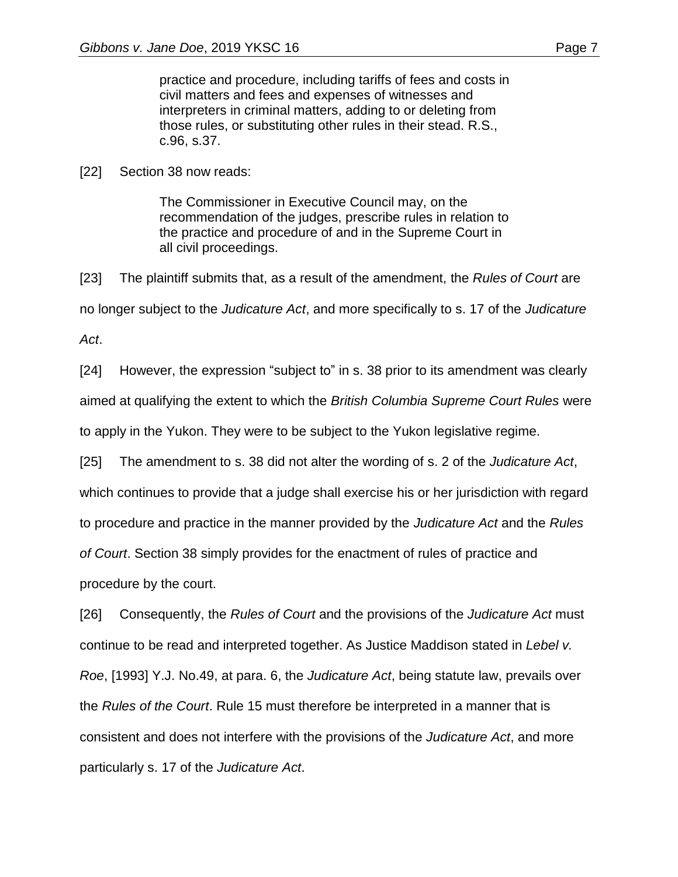> practice and procedure, including tariffs of fees and costs in civil matters and fees and expenses of witnesses and interpreters in criminal matters, adding to or deleting from those rules, or substituting other rules in their stead. R.S., c.96, s.37.

[22] Section 38 now reads:

> The Commissioner in Executive Council may, on the recommendation of the judges, prescribe rules in relation to the practice and procedure of and in the Supreme Court in all civil proceedings.

[23] The plaintiff submits that, as a result of the amendment, the *Rules of Court* are no longer subject to the *Judicature Act*, and more specifically to s. 17 of the *Judicature Act*.

[24] However, the expression "subject to" in s. 38 prior to its amendment was clearly aimed at qualifying the extent to which the *British Columbia Supreme Court Rules* were to apply in the Yukon. They were to be subject to the Yukon legislative regime.

[25] The amendment to s. 38 did not alter the wording of s. 2 of the *Judicature Act*, which continues to provide that a judge shall exercise his or her jurisdiction with regard to procedure and practice in the manner provided by the *Judicature Act* and the *Rules of Court*. Section 38 simply provides for the enactment of rules of practice and procedure by the court.

[26] Consequently, the *Rules of Court* and the provisions of the *Judicature Act* must continue to be read and interpreted together. As Justice Maddison stated in *Lebel v. Roe*, [1993] Y.J. No.49, at para. 6, the *Judicature Act*, being statute law, prevails over the *Rules of the Court*. Rule 15 must therefore be interpreted in a manner that is consistent and does not interfere with the provisions of the *Judicature Act*, and more particularly s. 17 of the *Judicature Act*.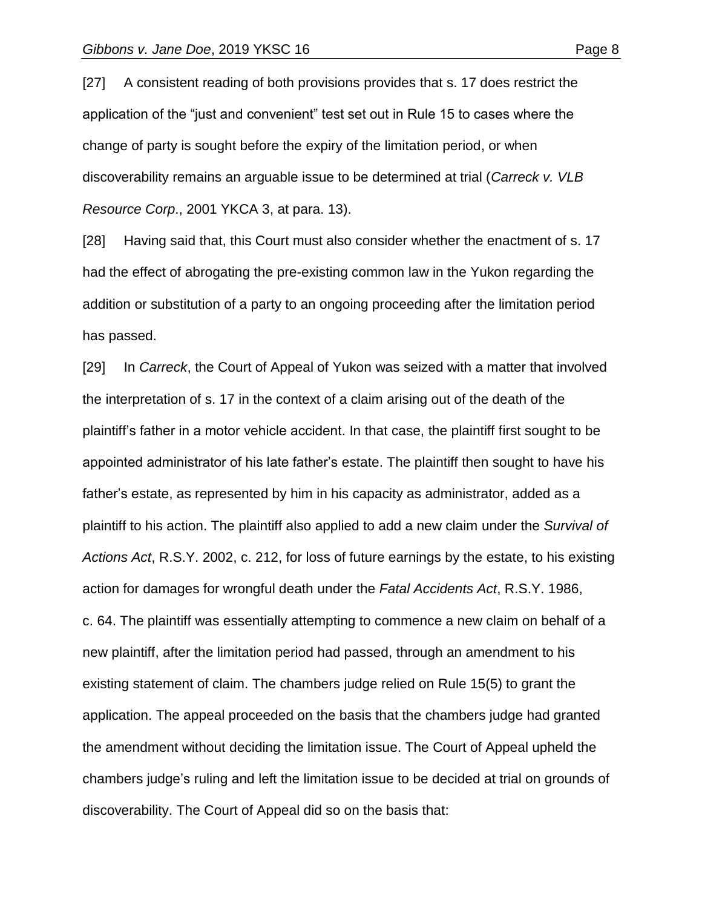[27] A consistent reading of both provisions provides that s. 17 does restrict the application of the "just and convenient" test set out in Rule 15 to cases where the change of party is sought before the expiry of the limitation period, or when discoverability remains an arguable issue to be determined at trial (*Carreck v. VLB Resource Corp*., 2001 YKCA 3, at para. 13).

[28] Having said that, this Court must also consider whether the enactment of s. 17 had the effect of abrogating the pre-existing common law in the Yukon regarding the addition or substitution of a party to an ongoing proceeding after the limitation period has passed.

[29] In *Carreck*, the Court of Appeal of Yukon was seized with a matter that involved the interpretation of s. 17 in the context of a claim arising out of the death of the plaintiff's father in a motor vehicle accident. In that case, the plaintiff first sought to be appointed administrator of his late father's estate. The plaintiff then sought to have his father's estate, as represented by him in his capacity as administrator, added as a plaintiff to his action. The plaintiff also applied to add a new claim under the *Survival of Actions Act*, R.S.Y. 2002, c. 212, for loss of future earnings by the estate, to his existing action for damages for wrongful death under the *Fatal Accidents Act*, R.S.Y. 1986, c. 64. The plaintiff was essentially attempting to commence a new claim on behalf of a new plaintiff, after the limitation period had passed, through an amendment to his existing statement of claim. The chambers judge relied on Rule 15(5) to grant the application. The appeal proceeded on the basis that the chambers judge had granted the amendment without deciding the limitation issue. The Court of Appeal upheld the chambers judge's ruling and left the limitation issue to be decided at trial on grounds of discoverability. The Court of Appeal did so on the basis that: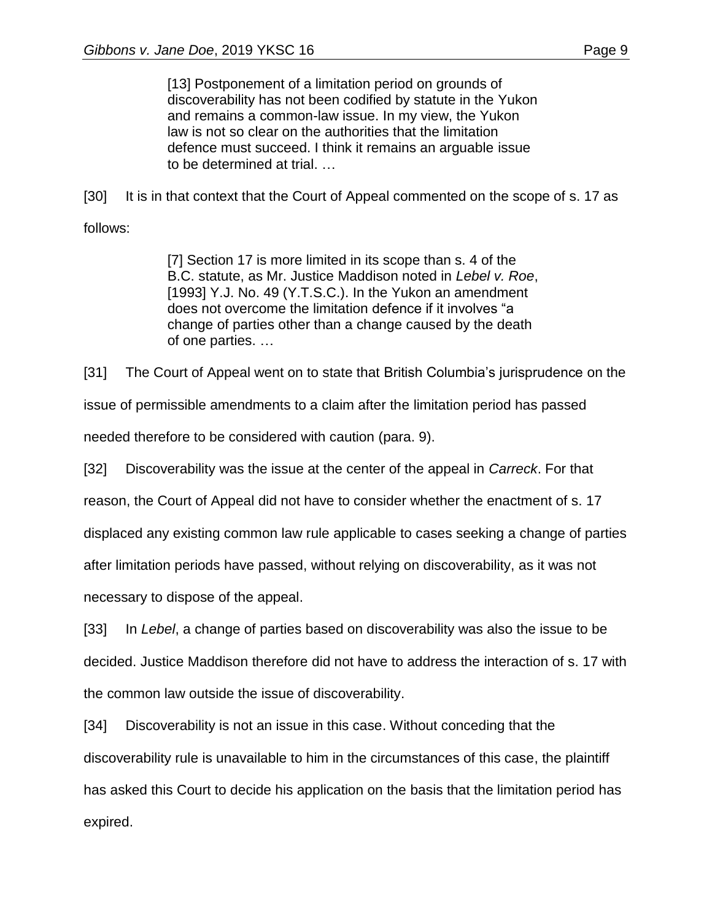> [13] Postponement of a limitation period on grounds of discoverability has not been codified by statute in the Yukon and remains a common-law issue. In my view, the Yukon law is not so clear on the authorities that the limitation defence must succeed. I think it remains an arguable issue to be determined at trial. …

[30] It is in that context that the Court of Appeal commented on the scope of s. 17 as follows:

> [7] Section 17 is more limited in its scope than s. 4 of the B.C. statute, as Mr. Justice Maddison noted in *Lebel v. Roe*, [1993] Y.J. No. 49 (Y.T.S.C.). In the Yukon an amendment does not overcome the limitation defence if it involves "a change of parties other than a change caused by the death of one parties. …

[31] The Court of Appeal went on to state that British Columbia's jurisprudence on the issue of permissible amendments to a claim after the limitation period has passed needed therefore to be considered with caution (para. 9).

[32] Discoverability was the issue at the center of the appeal in *Carreck*. For that reason, the Court of Appeal did not have to consider whether the enactment of s. 17 displaced any existing common law rule applicable to cases seeking a change of parties after limitation periods have passed, without relying on discoverability, as it was not necessary to dispose of the appeal.

[33] In *Lebel*, a change of parties based on discoverability was also the issue to be decided. Justice Maddison therefore did not have to address the interaction of s. 17 with the common law outside the issue of discoverability.

[34] Discoverability is not an issue in this case. Without conceding that the discoverability rule is unavailable to him in the circumstances of this case, the plaintiff has asked this Court to decide his application on the basis that the limitation period has expired.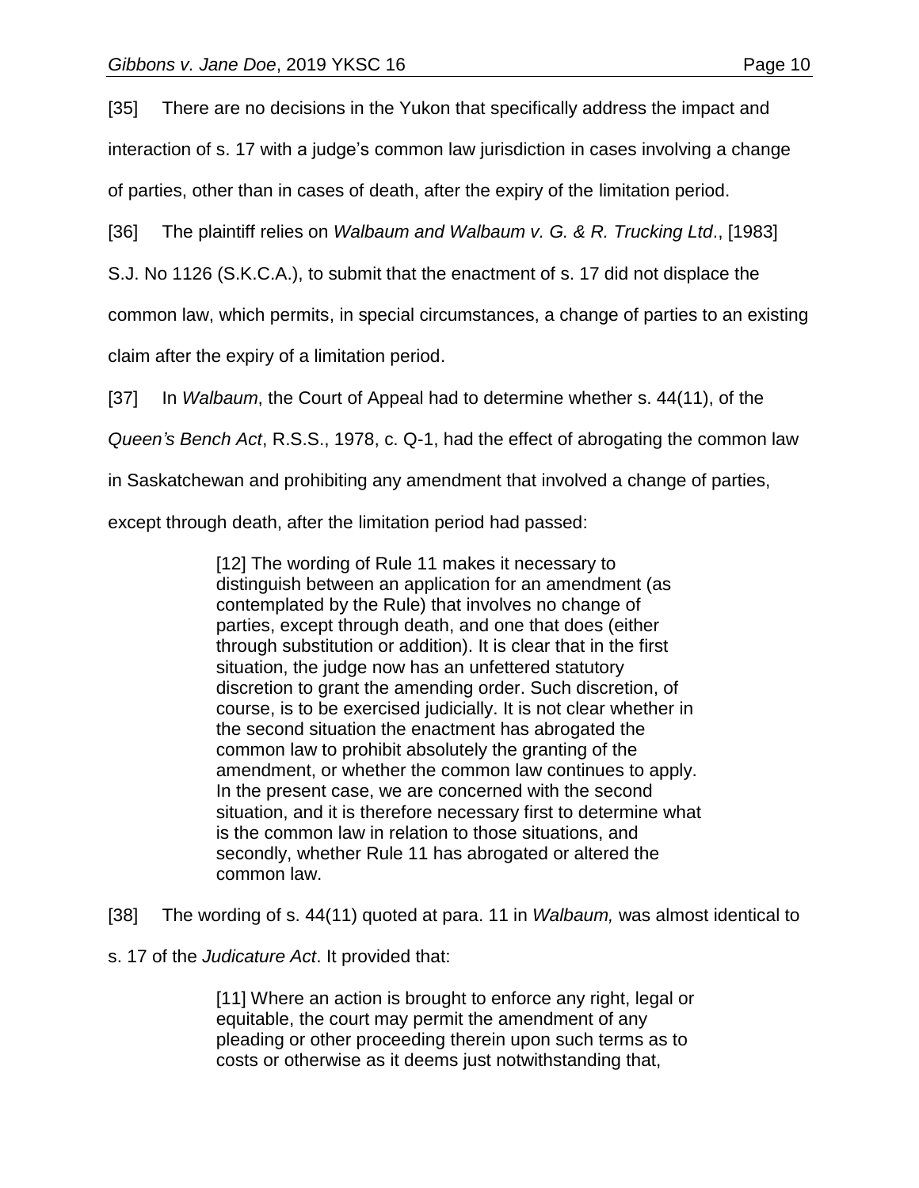[35] There are no decisions in the Yukon that specifically address the impact and interaction of s. 17 with a judge's common law jurisdiction in cases involving a change of parties, other than in cases of death, after the expiry of the limitation period.

[36] The plaintiff relies on *Walbaum and Walbaum v. G. & R. Trucking Ltd*., [1983] S.J. No 1126 (S.K.C.A.), to submit that the enactment of s. 17 did not displace the common law, which permits, in special circumstances, a change of parties to an existing claim after the expiry of a limitation period.

[37] In *Walbaum*, the Court of Appeal had to determine whether s. 44(11), of the *Queen's Bench Act*, R.S.S., 1978, c. Q-1, had the effect of abrogating the common law in Saskatchewan and prohibiting any amendment that involved a change of parties, except through death, after the limitation period had passed:

> [12] The wording of Rule 11 makes it necessary to distinguish between an application for an amendment (as contemplated by the Rule) that involves no change of parties, except through death, and one that does (either through substitution or addition). It is clear that in the first situation, the judge now has an unfettered statutory discretion to grant the amending order. Such discretion, of course, is to be exercised judicially. It is not clear whether in the second situation the enactment has abrogated the common law to prohibit absolutely the granting of the amendment, or whether the common law continues to apply. In the present case, we are concerned with the second situation, and it is therefore necessary first to determine what is the common law in relation to those situations, and secondly, whether Rule 11 has abrogated or altered the common law.

[38] The wording of s. 44(11) quoted at para. 11 in *Walbaum,* was almost identical to s. 17 of the *Judicature Act*. It provided that:

> [11] Where an action is brought to enforce any right, legal or equitable, the court may permit the amendment of any pleading or other proceeding therein upon such terms as to costs or otherwise as it deems just notwithstanding that,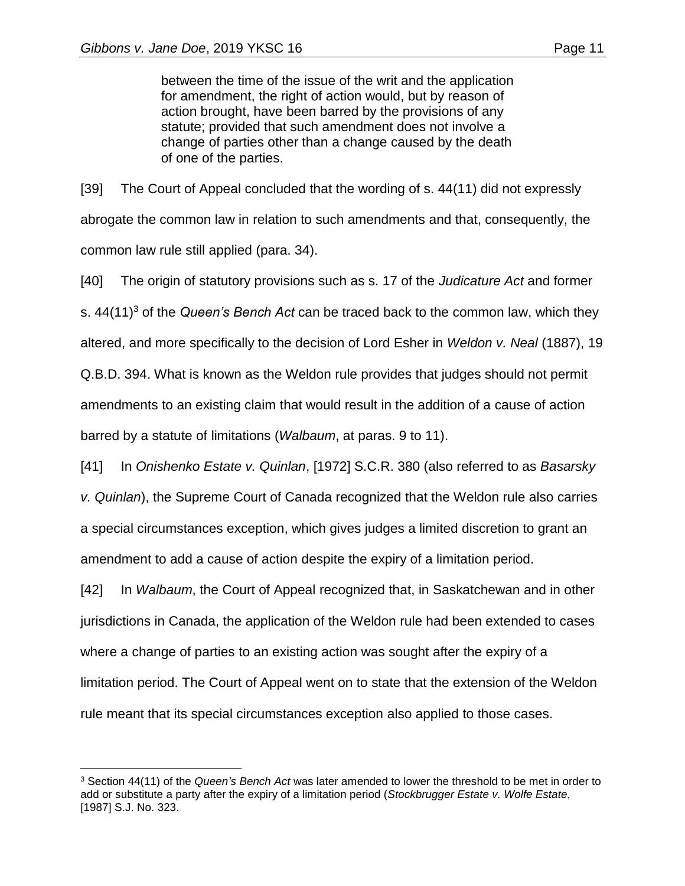> between the time of the issue of the writ and the application for amendment, the right of action would, but by reason of action brought, have been barred by the provisions of any statute; provided that such amendment does not involve a change of parties other than a change caused by the death of one of the parties.

[39] The Court of Appeal concluded that the wording of s. 44(11) did not expressly abrogate the common law in relation to such amendments and that, consequently, the common law rule still applied (para. 34).

[40] The origin of statutory provisions such as s. 17 of the *Judicature Act* and former s. 44(11)[3] of the *Queen's Bench Act* can be traced back to the common law, which they altered, and more specifically to the decision of Lord Esher in *Weldon v. Neal* (1887), 19 Q.B.D. 394. What is known as the Weldon rule provides that judges should not permit amendments to an existing claim that would result in the addition of a cause of action barred by a statute of limitations (*Walbaum*, at paras. 9 to 11).

[41] In *Onishenko Estate v. Quinlan*, [1972] S.C.R. 380 (also referred to as *Basarsky v. Quinlan*), the Supreme Court of Canada recognized that the Weldon rule also carries a special circumstances exception, which gives judges a limited discretion to grant an amendment to add a cause of action despite the expiry of a limitation period.

[42] In *Walbaum*, the Court of Appeal recognized that, in Saskatchewan and in other jurisdictions in Canada, the application of the Weldon rule had been extended to cases where a change of parties to an existing action was sought after the expiry of a limitation period. The Court of Appeal went on to state that the extension of the Weldon rule meant that its special circumstances exception also applied to those cases.

---

[3] Section 44(11) of the *Queen's Bench Act* was later amended to lower the threshold to be met in order to add or substitute a party after the expiry of a limitation period (*Stockbrugger Estate v. Wolfe Estate*, [1987] S.J. No. 323.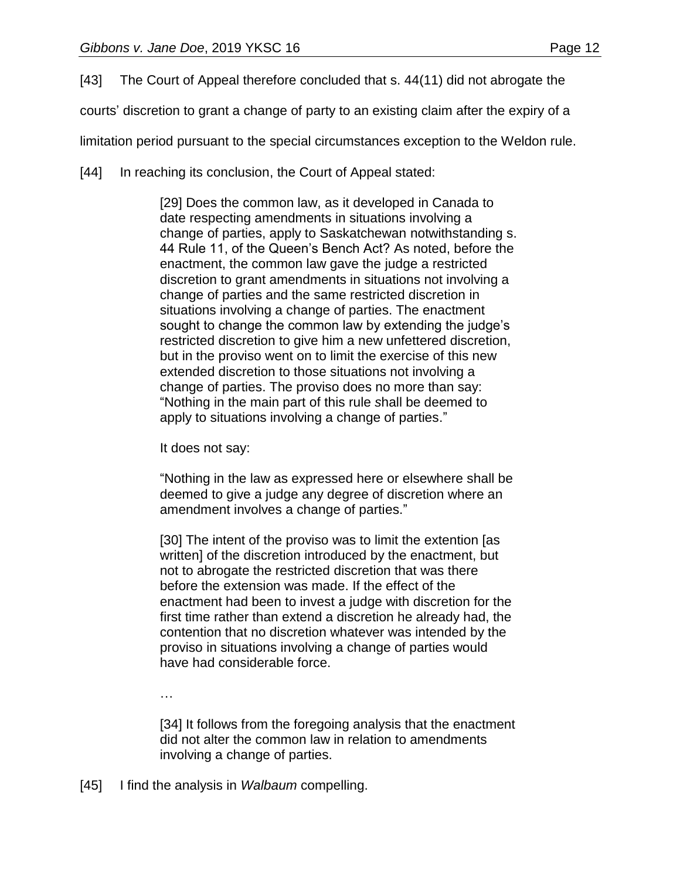[43] The Court of Appeal therefore concluded that s. 44(11) did not abrogate the courts' discretion to grant a change of party to an existing claim after the expiry of a limitation period pursuant to the special circumstances exception to the Weldon rule.

[44] In reaching its conclusion, the Court of Appeal stated:

> [29] Does the common law, as it developed in Canada to date respecting amendments in situations involving a change of parties, apply to Saskatchewan notwithstanding s. 44 Rule 11, of the Queen's Bench Act? As noted, before the enactment, the common law gave the judge a restricted discretion to grant amendments in situations not involving a change of parties and the same restricted discretion in situations involving a change of parties. The enactment sought to change the common law by extending the judge's restricted discretion to give him a new unfettered discretion, but in the proviso went on to limit the exercise of this new extended discretion to those situations not involving a change of parties. The proviso does no more than say: "Nothing in the main part of this rule shall be deemed to apply to situations involving a change of parties."
>
> It does not say:
>
> "Nothing in the law as expressed here or elsewhere shall be deemed to give a judge any degree of discretion where an amendment involves a change of parties."
>
> [30] The intent of the proviso was to limit the extention [as written] of the discretion introduced by the enactment, but not to abrogate the restricted discretion that was there before the extension was made. If the effect of the enactment had been to invest a judge with discretion for the first time rather than extend a discretion he already had, the contention that no discretion whatever was intended by the proviso in situations involving a change of parties would have had considerable force.
>
> …
>
> [34] It follows from the foregoing analysis that the enactment did not alter the common law in relation to amendments involving a change of parties.

[45] I find the analysis in *Walbaum* compelling.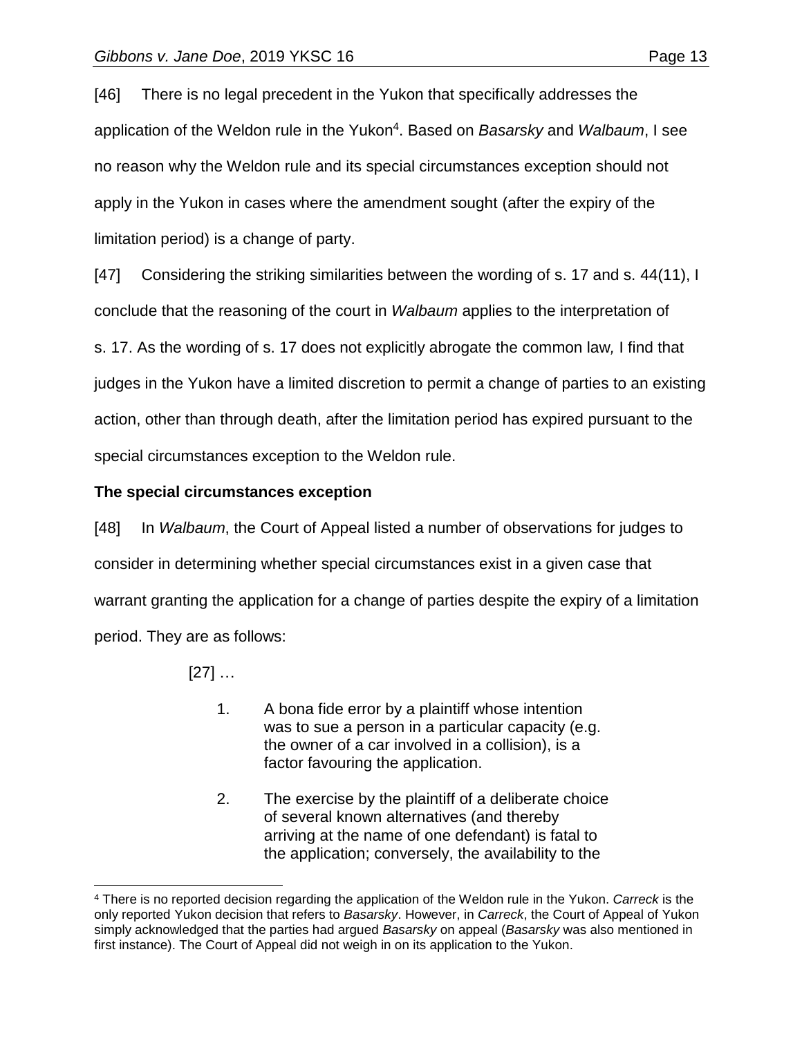[46] There is no legal precedent in the Yukon that specifically addresses the application of the Weldon rule in the Yukon[4]. Based on *Basarsky* and *Walbaum*, I see no reason why the Weldon rule and its special circumstances exception should not apply in the Yukon in cases where the amendment sought (after the expiry of the limitation period) is a change of party.

[47] Considering the striking similarities between the wording of s. 17 and s. 44(11), I conclude that the reasoning of the court in *Walbaum* applies to the interpretation of s. 17. As the wording of s. 17 does not explicitly abrogate the common law*,* I find that judges in the Yukon have a limited discretion to permit a change of parties to an existing action, other than through death, after the limitation period has expired pursuant to the special circumstances exception to the Weldon rule.

**The special circumstances exception**

[48] In *Walbaum*, the Court of Appeal listed a number of observations for judges to consider in determining whether special circumstances exist in a given case that warrant granting the application for a change of parties despite the expiry of a limitation period. They are as follows:

> [27] …
>
> 1. A bona fide error by a plaintiff whose intention was to sue a person in a particular capacity (e.g. the owner of a car involved in a collision), is a factor favouring the application.
>
> 2. The exercise by the plaintiff of a deliberate choice of several known alternatives (and thereby arriving at the name of one defendant) is fatal to the application; conversely, the availability to the

[4] There is no reported decision regarding the application of the Weldon rule in the Yukon. *Carreck* is the only reported Yukon decision that refers to *Basarsky*. However, in *Carreck*, the Court of Appeal of Yukon simply acknowledged that the parties had argued *Basarsky* on appeal (*Basarsky* was also mentioned in first instance). The Court of Appeal did not weigh in on its application to the Yukon.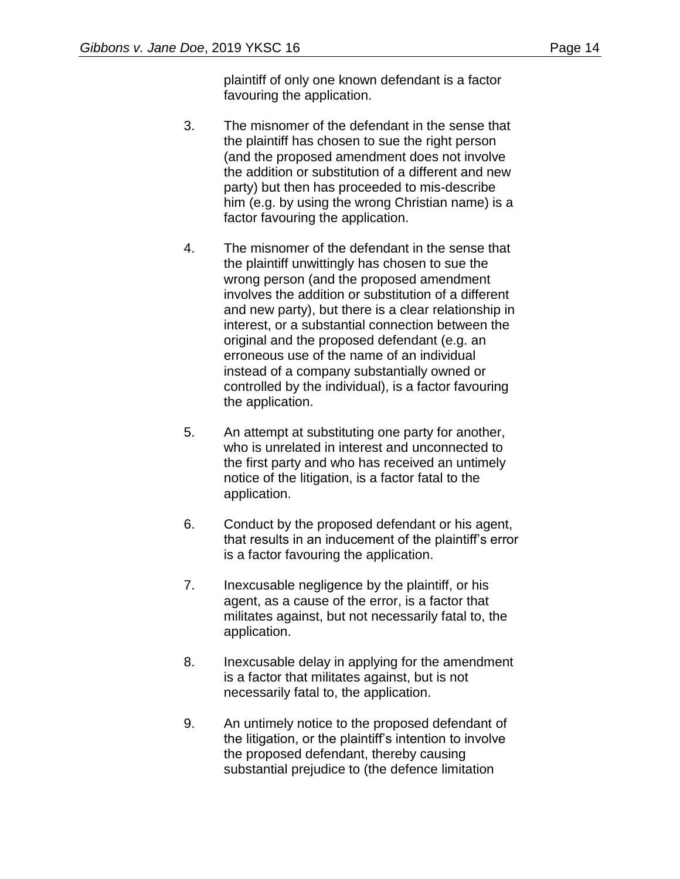plaintiff of only one known defendant is a factor favouring the application.

3. The misnomer of the defendant in the sense that the plaintiff has chosen to sue the right person (and the proposed amendment does not involve the addition or substitution of a different and new party) but then has proceeded to mis-describe him (e.g. by using the wrong Christian name) is a factor favouring the application.

4. The misnomer of the defendant in the sense that the plaintiff unwittingly has chosen to sue the wrong person (and the proposed amendment involves the addition or substitution of a different and new party), but there is a clear relationship in interest, or a substantial connection between the original and the proposed defendant (e.g. an erroneous use of the name of an individual instead of a company substantially owned or controlled by the individual), is a factor favouring the application.

5. An attempt at substituting one party for another, who is unrelated in interest and unconnected to the first party and who has received an untimely notice of the litigation, is a factor fatal to the application.

6. Conduct by the proposed defendant or his agent, that results in an inducement of the plaintiff's error is a factor favouring the application.

7. Inexcusable negligence by the plaintiff, or his agent, as a cause of the error, is a factor that militates against, but not necessarily fatal to, the application.

8. Inexcusable delay in applying for the amendment is a factor that militates against, but is not necessarily fatal to, the application.

9. An untimely notice to the proposed defendant of the litigation, or the plaintiff's intention to involve the proposed defendant, thereby causing substantial prejudice to (the defence limitation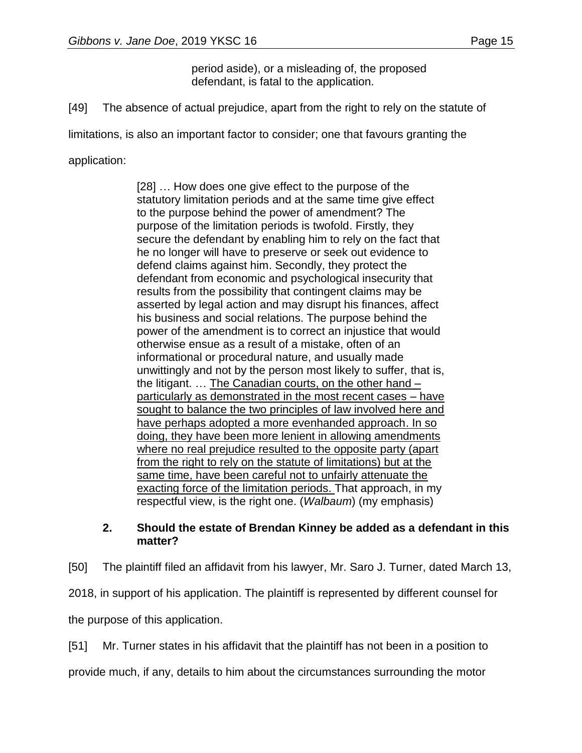> period aside), or a misleading of, the proposed defendant, is fatal to the application.

[49] The absence of actual prejudice, apart from the right to rely on the statute of limitations, is also an important factor to consider; one that favours granting the application:

> [28] … How does one give effect to the purpose of the statutory limitation periods and at the same time give effect to the purpose behind the power of amendment? The purpose of the limitation periods is twofold. Firstly, they secure the defendant by enabling him to rely on the fact that he no longer will have to preserve or seek out evidence to defend claims against him. Secondly, they protect the defendant from economic and psychological insecurity that results from the possibility that contingent claims may be asserted by legal action and may disrupt his finances, affect his business and social relations. The purpose behind the power of the amendment is to correct an injustice that would otherwise ensue as a result of a mistake, often of an informational or procedural nature, and usually made unwittingly and not by the person most likely to suffer, that is, the litigant. … <u>The Canadian courts, on the other hand – particularly as demonstrated in the most recent cases – have sought to balance the two principles of law involved here and have perhaps adopted a more evenhanded approach. In so doing, they have been more lenient in allowing amendments where no real prejudice resulted to the opposite party (apart from the right to rely on the statute of limitations) but at the same time, have been careful not to unfairly attenuate the exacting force of the limitation periods.</u> That approach, in my respectful view, is the right one. (*Walbaum*) (my emphasis)

**2. Should the estate of Brendan Kinney be added as a defendant in this matter?**

[50] The plaintiff filed an affidavit from his lawyer, Mr. Saro J. Turner, dated March 13, 2018, in support of his application. The plaintiff is represented by different counsel for the purpose of this application.

[51] Mr. Turner states in his affidavit that the plaintiff has not been in a position to provide much, if any, details to him about the circumstances surrounding the motor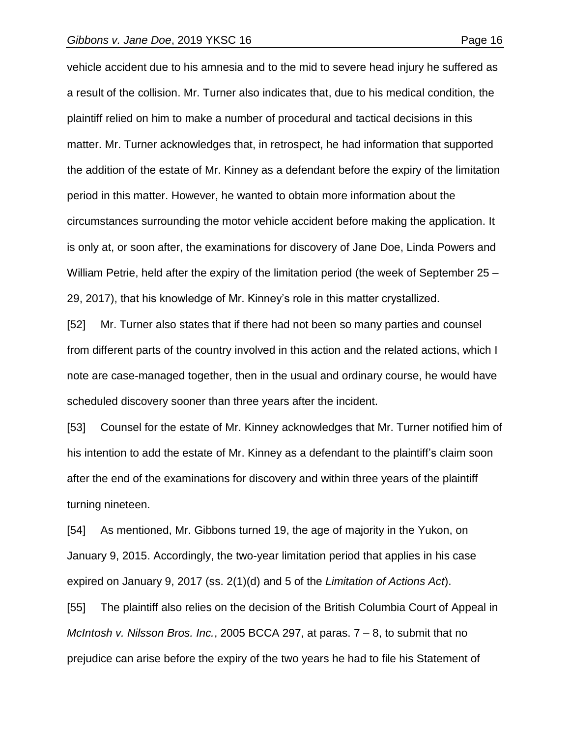vehicle accident due to his amnesia and to the mid to severe head injury he suffered as a result of the collision. Mr. Turner also indicates that, due to his medical condition, the plaintiff relied on him to make a number of procedural and tactical decisions in this matter. Mr. Turner acknowledges that, in retrospect, he had information that supported the addition of the estate of Mr. Kinney as a defendant before the expiry of the limitation period in this matter. However, he wanted to obtain more information about the circumstances surrounding the motor vehicle accident before making the application. It is only at, or soon after, the examinations for discovery of Jane Doe, Linda Powers and William Petrie, held after the expiry of the limitation period (the week of September 25 – 29, 2017), that his knowledge of Mr. Kinney's role in this matter crystallized.

[52] Mr. Turner also states that if there had not been so many parties and counsel from different parts of the country involved in this action and the related actions, which I note are case-managed together, then in the usual and ordinary course, he would have scheduled discovery sooner than three years after the incident.

[53] Counsel for the estate of Mr. Kinney acknowledges that Mr. Turner notified him of his intention to add the estate of Mr. Kinney as a defendant to the plaintiff's claim soon after the end of the examinations for discovery and within three years of the plaintiff turning nineteen.

[54] As mentioned, Mr. Gibbons turned 19, the age of majority in the Yukon, on January 9, 2015. Accordingly, the two-year limitation period that applies in his case expired on January 9, 2017 (ss. 2(1)(d) and 5 of the *Limitation of Actions Act*).

[55] The plaintiff also relies on the decision of the British Columbia Court of Appeal in *McIntosh v. Nilsson Bros. Inc.*, 2005 BCCA 297, at paras. 7 – 8, to submit that no prejudice can arise before the expiry of the two years he had to file his Statement of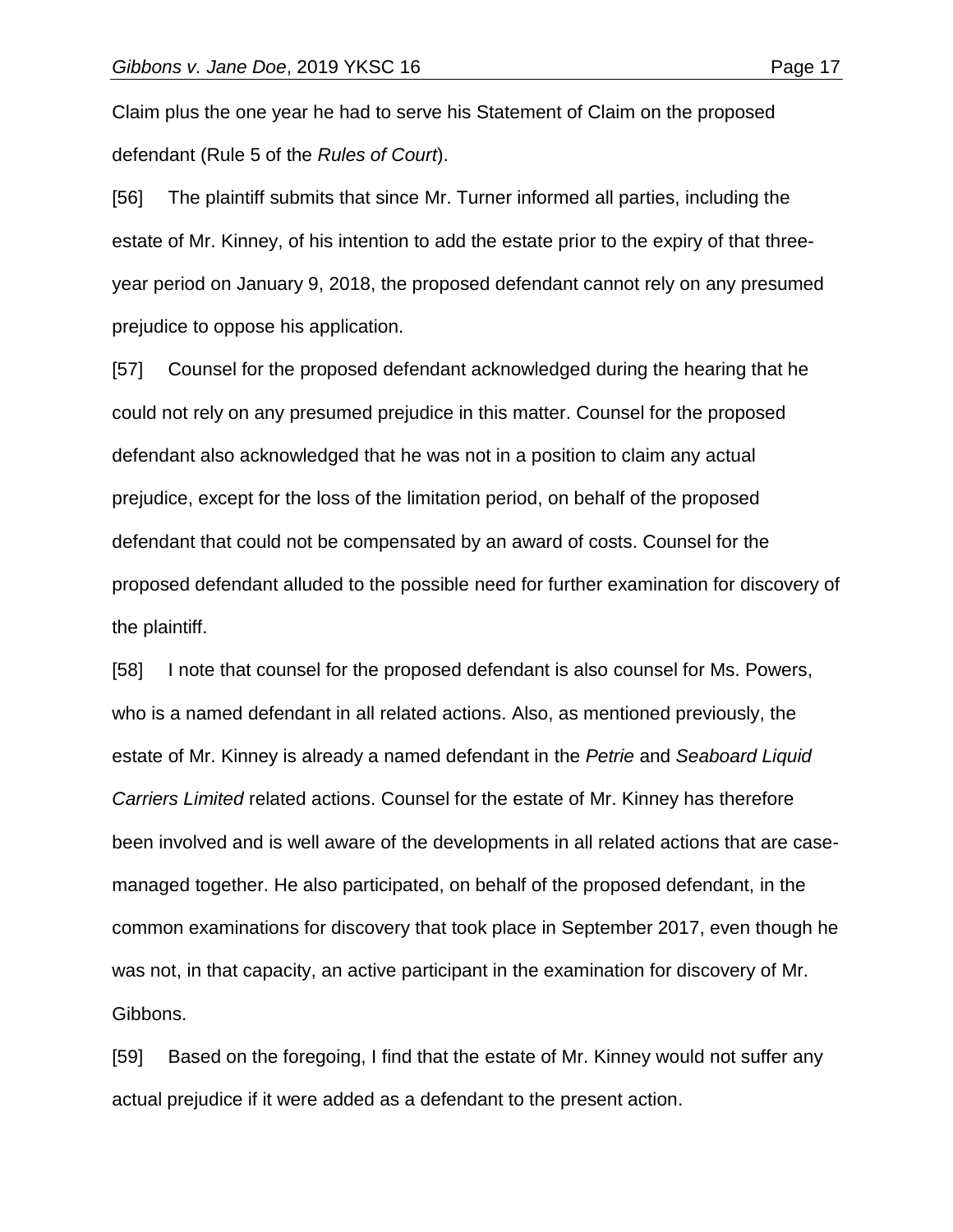Claim plus the one year he had to serve his Statement of Claim on the proposed defendant (Rule 5 of the *Rules of Court*).

[56] The plaintiff submits that since Mr. Turner informed all parties, including the estate of Mr. Kinney, of his intention to add the estate prior to the expiry of that three-year period on January 9, 2018, the proposed defendant cannot rely on any presumed prejudice to oppose his application.

[57] Counsel for the proposed defendant acknowledged during the hearing that he could not rely on any presumed prejudice in this matter. Counsel for the proposed defendant also acknowledged that he was not in a position to claim any actual prejudice, except for the loss of the limitation period, on behalf of the proposed defendant that could not be compensated by an award of costs. Counsel for the proposed defendant alluded to the possible need for further examination for discovery of the plaintiff.

[58] I note that counsel for the proposed defendant is also counsel for Ms. Powers, who is a named defendant in all related actions. Also, as mentioned previously, the estate of Mr. Kinney is already a named defendant in the *Petrie* and *Seaboard Liquid Carriers Limited* related actions. Counsel for the estate of Mr. Kinney has therefore been involved and is well aware of the developments in all related actions that are case-managed together. He also participated, on behalf of the proposed defendant, in the common examinations for discovery that took place in September 2017, even though he was not, in that capacity, an active participant in the examination for discovery of Mr. Gibbons.

[59] Based on the foregoing, I find that the estate of Mr. Kinney would not suffer any actual prejudice if it were added as a defendant to the present action.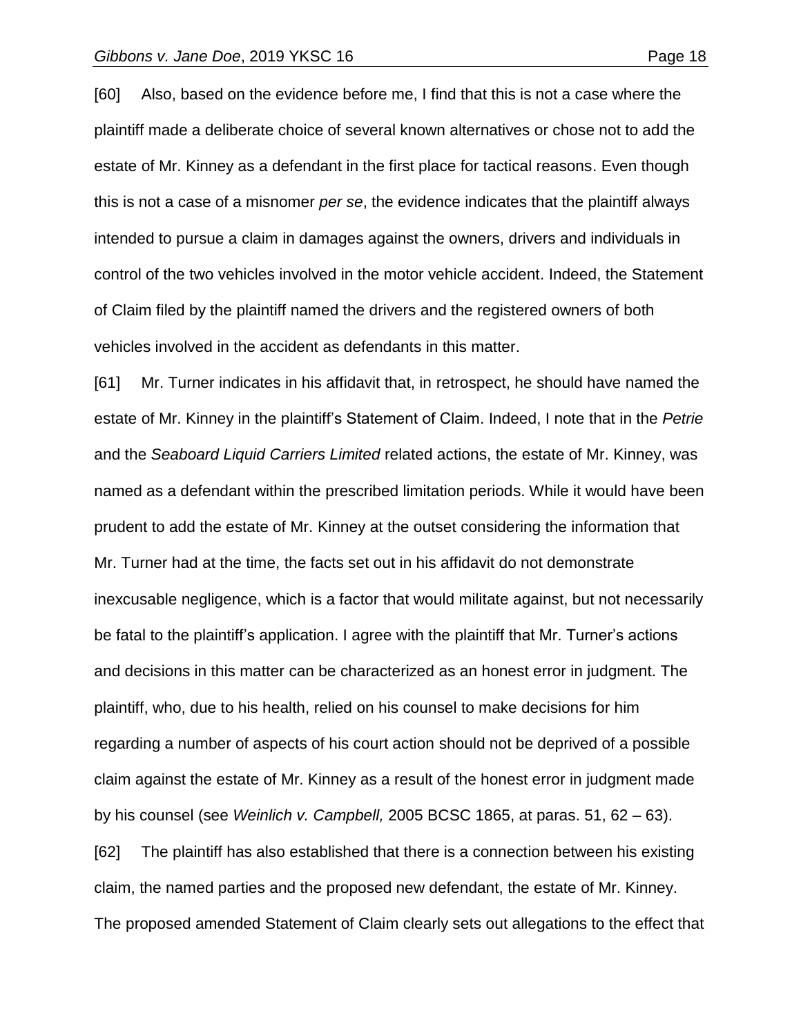[60] Also, based on the evidence before me, I find that this is not a case where the plaintiff made a deliberate choice of several known alternatives or chose not to add the estate of Mr. Kinney as a defendant in the first place for tactical reasons. Even though this is not a case of a misnomer *per se*, the evidence indicates that the plaintiff always intended to pursue a claim in damages against the owners, drivers and individuals in control of the two vehicles involved in the motor vehicle accident. Indeed, the Statement of Claim filed by the plaintiff named the drivers and the registered owners of both vehicles involved in the accident as defendants in this matter.

[61] Mr. Turner indicates in his affidavit that, in retrospect, he should have named the estate of Mr. Kinney in the plaintiff's Statement of Claim. Indeed, I note that in the *Petrie* and the *Seaboard Liquid Carriers Limited* related actions, the estate of Mr. Kinney, was named as a defendant within the prescribed limitation periods. While it would have been prudent to add the estate of Mr. Kinney at the outset considering the information that Mr. Turner had at the time, the facts set out in his affidavit do not demonstrate inexcusable negligence, which is a factor that would militate against, but not necessarily be fatal to the plaintiff's application. I agree with the plaintiff that Mr. Turner's actions and decisions in this matter can be characterized as an honest error in judgment. The plaintiff, who, due to his health, relied on his counsel to make decisions for him regarding a number of aspects of his court action should not be deprived of a possible claim against the estate of Mr. Kinney as a result of the honest error in judgment made by his counsel (see *Weinlich v. Campbell,* 2005 BCSC 1865, at paras. 51, 62 – 63).

[62] The plaintiff has also established that there is a connection between his existing claim, the named parties and the proposed new defendant, the estate of Mr. Kinney. The proposed amended Statement of Claim clearly sets out allegations to the effect that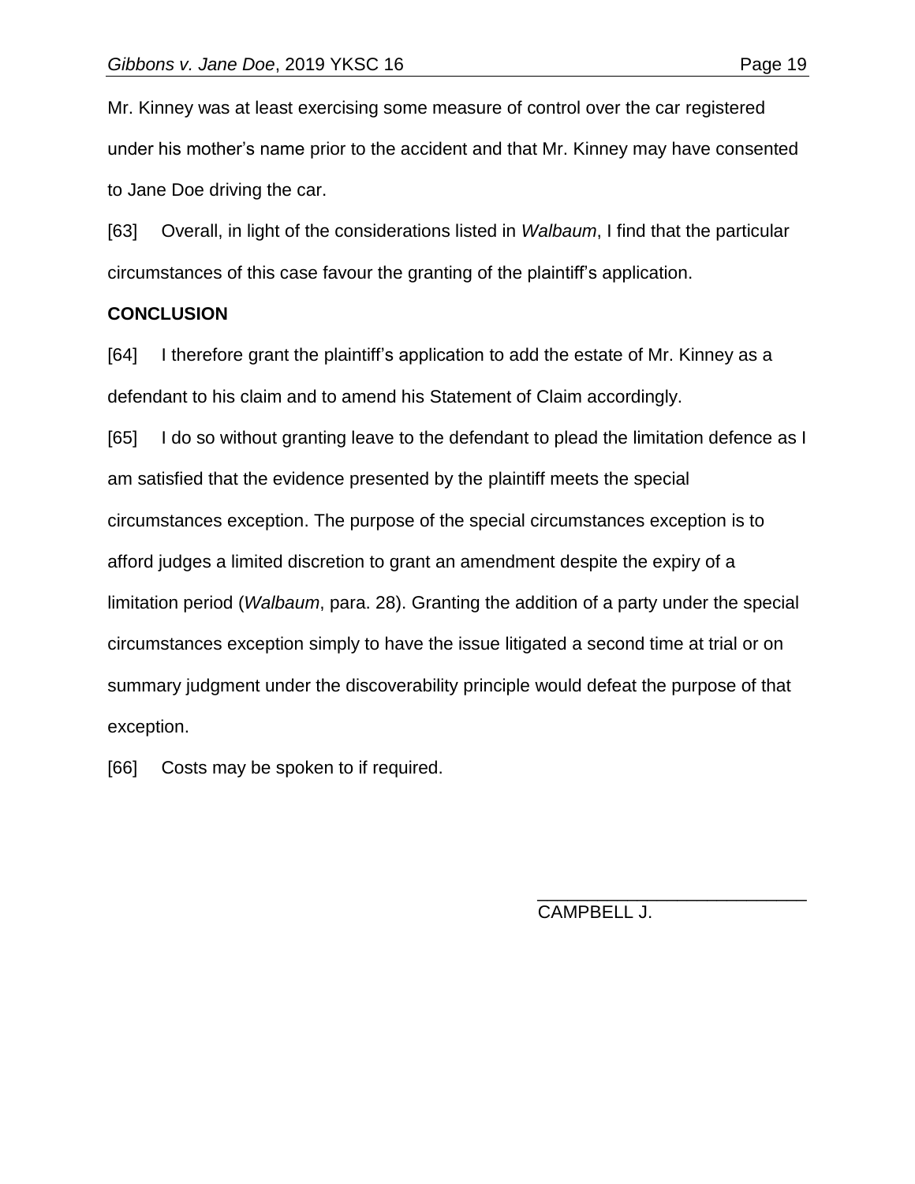Mr. Kinney was at least exercising some measure of control over the car registered under his mother's name prior to the accident and that Mr. Kinney may have consented to Jane Doe driving the car.

[63] Overall, in light of the considerations listed in *Walbaum*, I find that the particular circumstances of this case favour the granting of the plaintiff's application.

## CONCLUSION

[64] I therefore grant the plaintiff's application to add the estate of Mr. Kinney as a defendant to his claim and to amend his Statement of Claim accordingly.

[65] I do so without granting leave to the defendant to plead the limitation defence as I am satisfied that the evidence presented by the plaintiff meets the special circumstances exception. The purpose of the special circumstances exception is to afford judges a limited discretion to grant an amendment despite the expiry of a limitation period (*Walbaum*, para. 28). Granting the addition of a party under the special circumstances exception simply to have the issue litigated a second time at trial or on summary judgment under the discoverability principle would defeat the purpose of that exception.

[66] Costs may be spoken to if required.

\_\_\_\_\_\_\_\_\_\_\_\_\_\_\_\_\_\_\_\_\_\_\_\_\_\_\_\_

CAMPBELL J.